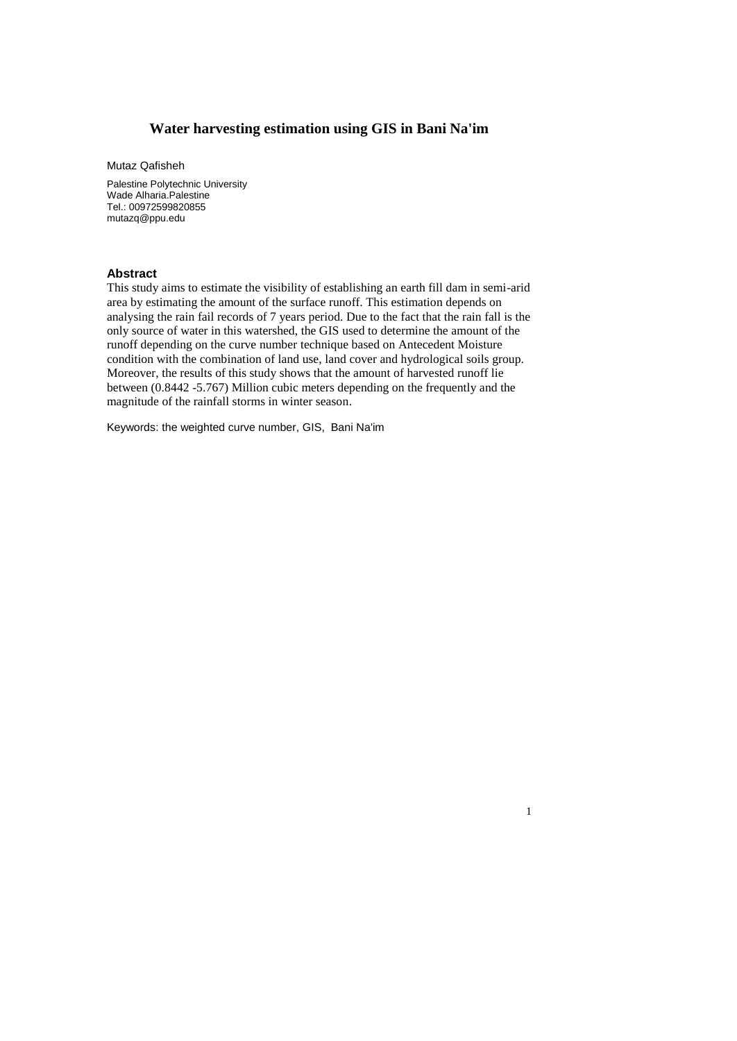# Water harvesting estimation using GIS in Bani Na'im

Mutaz Qafisheh

Palestine Polytechnic University
Wade Alharia.Palestine
Tel.: 00972599820855
mutazq@ppu.edu

## Abstract

This study aims to estimate the visibility of establishing an earth fill dam in semi-arid area by estimating the amount of the surface runoff. This estimation depends on analysing the rain fail records of 7 years period. Due to the fact that the rain fall is the only source of water in this watershed, the GIS used to determine the amount of the runoff depending on the curve number technique based on Antecedent Moisture condition with the combination of land use, land cover and hydrological soils group. Moreover, the results of this study shows that the amount of harvested runoff lie between (0.8442 -5.767) Million cubic meters depending on the frequently and the magnitude of the rainfall storms in winter season.

Keywords: the weighted curve number, GIS, Bani Na'im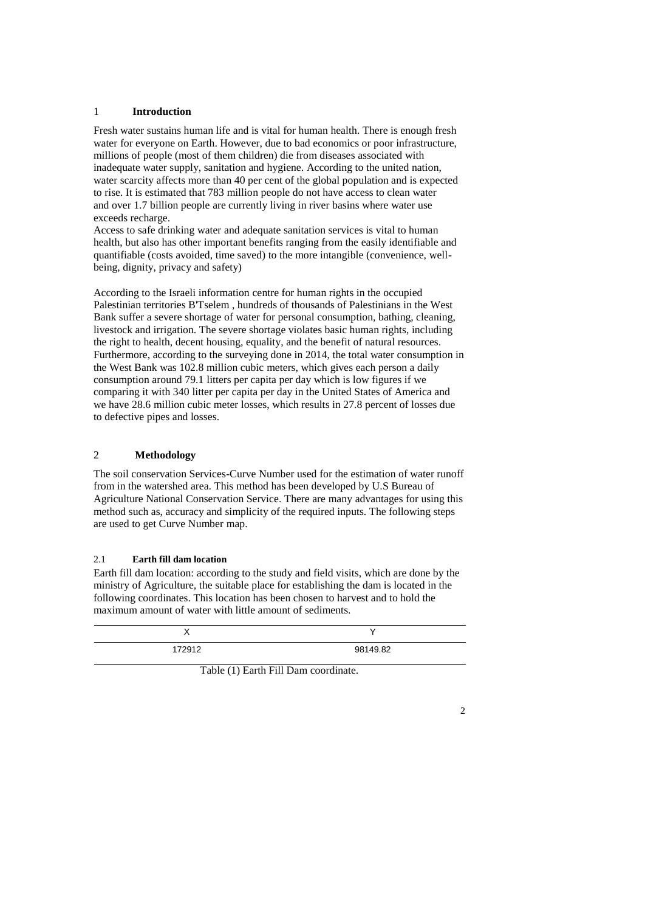## 1 Introduction

Fresh water sustains human life and is vital for human health. There is enough fresh water for everyone on Earth. However, due to bad economics or poor infrastructure, millions of people (most of them children) die from diseases associated with inadequate water supply, sanitation and hygiene. According to the united nation, water scarcity affects more than 40 per cent of the global population and is expected to rise. It is estimated that 783 million people do not have access to clean water and over 1.7 billion people are currently living in river basins where water use exceeds recharge.

Access to safe drinking water and adequate sanitation services is vital to human health, but also has other important benefits ranging from the easily identifiable and quantifiable (costs avoided, time saved) to the more intangible (convenience, well-being, dignity, privacy and safety)

According to the Israeli information centre for human rights in the occupied Palestinian territories B'Tselem , hundreds of thousands of Palestinians in the West Bank suffer a severe shortage of water for personal consumption, bathing, cleaning, livestock and irrigation. The severe shortage violates basic human rights, including the right to health, decent housing, equality, and the benefit of natural resources. Furthermore, according to the surveying done in 2014, the total water consumption in the West Bank was 102.8 million cubic meters, which gives each person a daily consumption around 79.1 litters per capita per day which is low figures if we comparing it with 340 litter per capita per day in the United States of America and we have 28.6 million cubic meter losses, which results in 27.8 percent of losses due to defective pipes and losses.

## 2 Methodology

The soil conservation Services-Curve Number used for the estimation of water runoff from in the watershed area. This method has been developed by U.S Bureau of Agriculture National Conservation Service. There are many advantages for using this method such as, accuracy and simplicity of the required inputs. The following steps are used to get Curve Number map.

### 2.1 Earth fill dam location

Earth fill dam location: according to the study and field visits, which are done by the ministry of Agriculture, the suitable place for establishing the dam is located in the following coordinates. This location has been chosen to harvest and to hold the maximum amount of water with little amount of sediments.

| X | Y |
|---|---|
| 172912 | 98149.82 |

Table (1) Earth Fill Dam coordinate.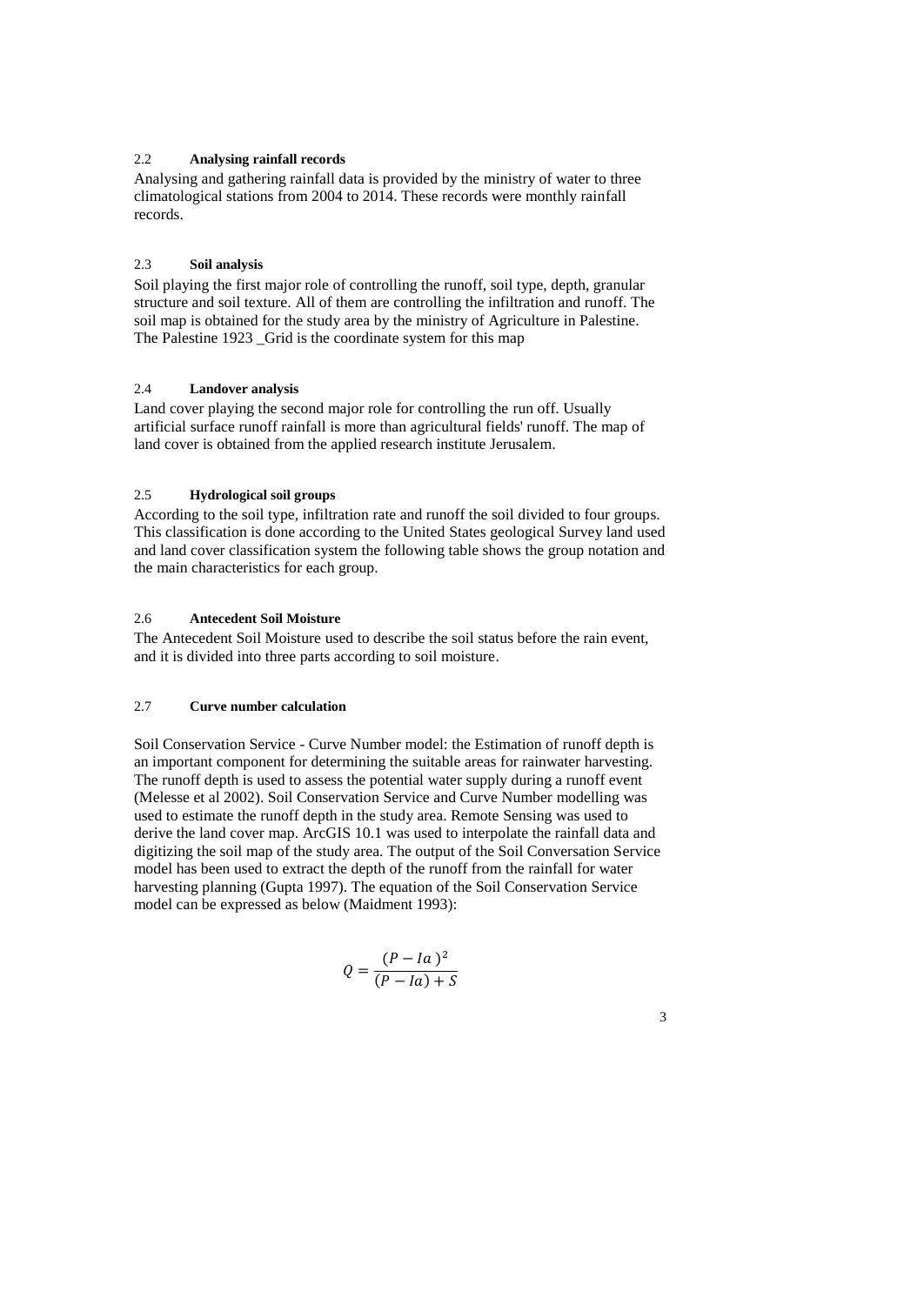### 2.2 Analysing rainfall records

Analysing and gathering rainfall data is provided by the ministry of water to three climatological stations from 2004 to 2014. These records were monthly rainfall records.

### 2.3 Soil analysis

Soil playing the first major role of controlling the runoff, soil type, depth, granular structure and soil texture. All of them are controlling the infiltration and runoff. The soil map is obtained for the study area by the ministry of Agriculture in Palestine. The Palestine 1923 _Grid is the coordinate system for this map

### 2.4 Landover analysis

Land cover playing the second major role for controlling the run off. Usually artificial surface runoff rainfall is more than agricultural fields' runoff. The map of land cover is obtained from the applied research institute Jerusalem.

### 2.5 Hydrological soil groups

According to the soil type, infiltration rate and runoff the soil divided to four groups. This classification is done according to the United States geological Survey land used and land cover classification system the following table shows the group notation and the main characteristics for each group.

### 2.6 Antecedent Soil Moisture

The Antecedent Soil Moisture used to describe the soil status before the rain event, and it is divided into three parts according to soil moisture.

### 2.7 Curve number calculation

Soil Conservation Service - Curve Number model: the Estimation of runoff depth is an important component for determining the suitable areas for rainwater harvesting. The runoff depth is used to assess the potential water supply during a runoff event (Melesse et al 2002). Soil Conservation Service and Curve Number modelling was used to estimate the runoff depth in the study area. Remote Sensing was used to derive the land cover map. ArcGIS 10.1 was used to interpolate the rainfall data and digitizing the soil map of the study area. The output of the Soil Conversation Service model has been used to extract the depth of the runoff from the rainfall for water harvesting planning (Gupta 1997). The equation of the Soil Conservation Service model can be expressed as below (Maidment 1993):

$$Q = \frac{(P - Ia)^2}{(P - Ia) + S}$$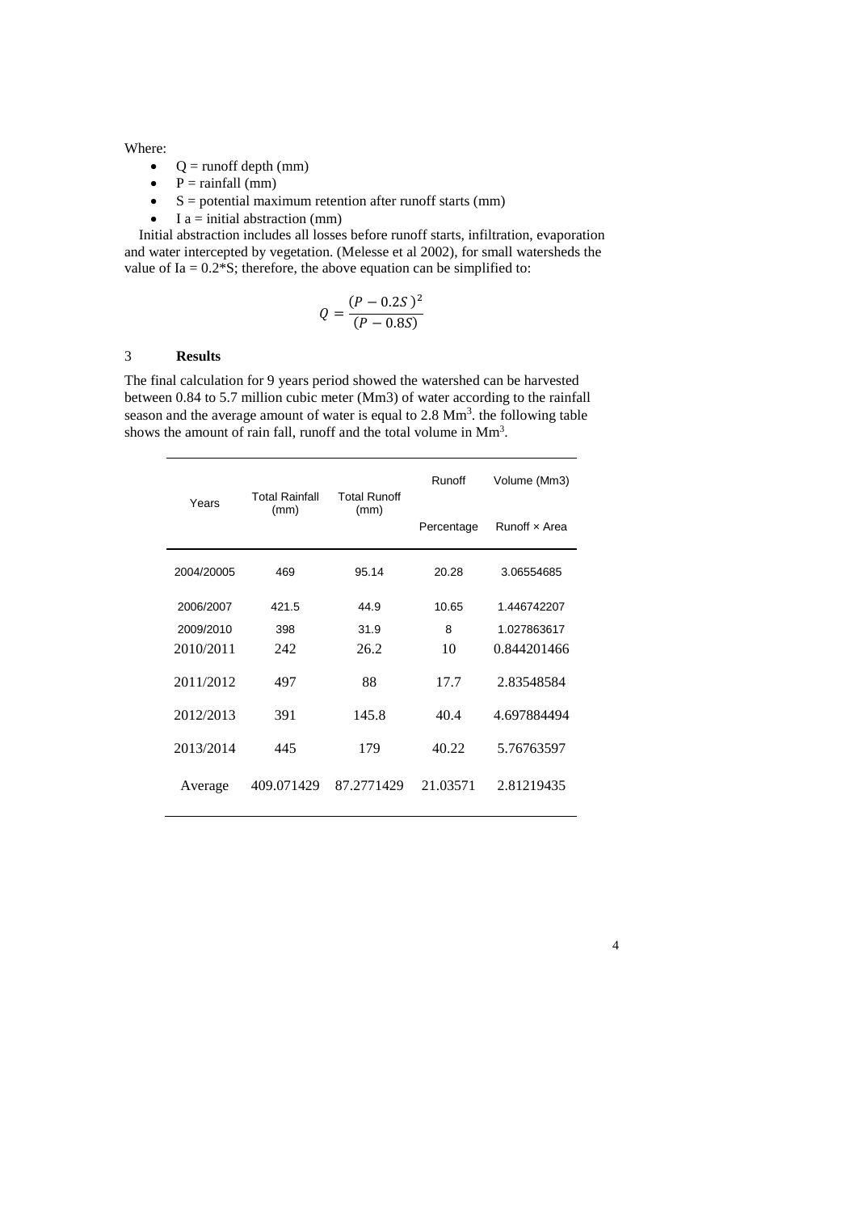Where:

- Q = runoff depth (mm)
- P = rainfall (mm)
- S = potential maximum retention after runoff starts (mm)
- I a = initial abstraction (mm)

Initial abstraction includes all losses before runoff starts, infiltration, evaporation and water intercepted by vegetation. (Melesse et al 2002), for small watersheds the value of Ia = 0.2*S; therefore, the above equation can be simplified to:

$$Q = \frac{(P - 0.2S)^2}{(P - 0.8S)}$$

## 3 Results

The final calculation for 9 years period showed the watershed can be harvested between 0.84 to 5.7 million cubic meter (Mm3) of water according to the rainfall season and the average amount of water is equal to 2.8 $Mm^3$. the following table shows the amount of rain fall, runoff and the total volume in $Mm^3$.

| Years | Total Rainfall (mm) | Total Runoff (mm) | Runoff Percentage | Volume (Mm3) Runoff × Area |
|---|---|---|---|---|
| 2004/20005 | 469 | 95.14 | 20.28 | 3.06554685 |
| 2006/2007 | 421.5 | 44.9 | 10.65 | 1.446742207 |
| 2009/2010 | 398 | 31.9 | 8 | 1.027863617 |
| 2010/2011 | 242 | 26.2 | 10 | 0.844201466 |
| 2011/2012 | 497 | 88 | 17.7 | 2.83548584 |
| 2012/2013 | 391 | 145.8 | 40.4 | 4.697884494 |
| 2013/2014 | 445 | 179 | 40.22 | 5.76763597 |
| Average | 409.071429 | 87.2771429 | 21.03571 | 2.81219435 |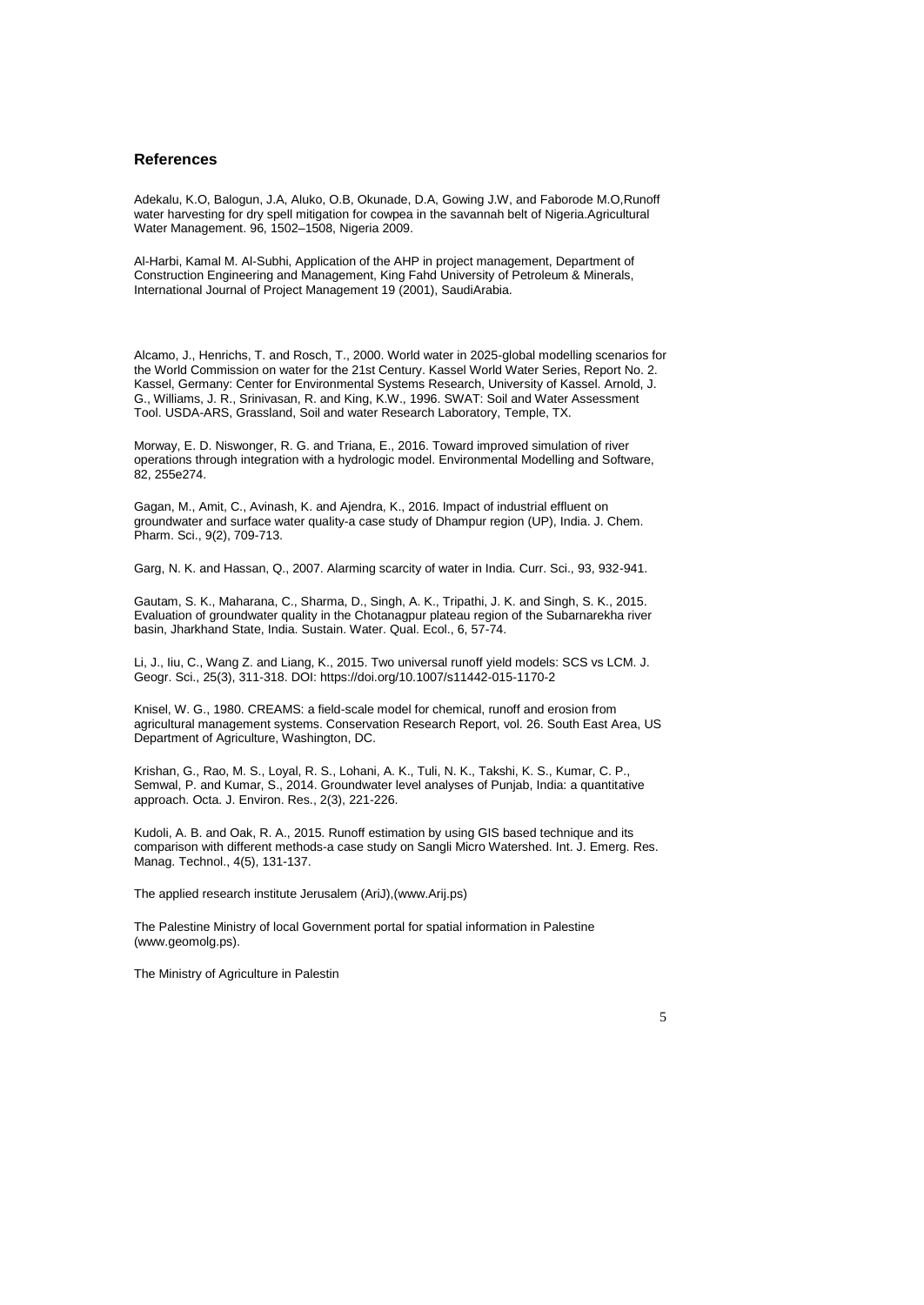## References

Adekalu, K.O, Balogun, J.A, Aluko, O.B, Okunade, D.A, Gowing J.W, and Faborode M.O,Runoff water harvesting for dry spell mitigation for cowpea in the savannah belt of Nigeria.Agricultural Water Management. 96, 1502–1508, Nigeria 2009.

Al-Harbi, Kamal M. Al-Subhi, Application of the AHP in project management, Department of Construction Engineering and Management, King Fahd University of Petroleum & Minerals, International Journal of Project Management 19 (2001), SaudiArabia.

Alcamo, J., Henrichs, T. and Rosch, T., 2000. World water in 2025-global modelling scenarios for the World Commission on water for the 21st Century. Kassel World Water Series, Report No. 2. Kassel, Germany: Center for Environmental Systems Research, University of Kassel. Arnold, J. G., Williams, J. R., Srinivasan, R. and King, K.W., 1996. SWAT: Soil and Water Assessment Tool. USDA-ARS, Grassland, Soil and water Research Laboratory, Temple, TX.

Morway, E. D. Niswonger, R. G. and Triana, E., 2016. Toward improved simulation of river operations through integration with a hydrologic model. Environmental Modelling and Software, 82, 255e274.

Gagan, M., Amit, C., Avinash, K. and Ajendra, K., 2016. Impact of industrial effluent on groundwater and surface water quality-a case study of Dhampur region (UP), India. J. Chem. Pharm. Sci., 9(2), 709-713.

Garg, N. K. and Hassan, Q., 2007. Alarming scarcity of water in India. Curr. Sci., 93, 932-941.

Gautam, S. K., Maharana, C., Sharma, D., Singh, A. K., Tripathi, J. K. and Singh, S. K., 2015. Evaluation of groundwater quality in the Chotanagpur plateau region of the Subarnarekha river basin, Jharkhand State, India. Sustain. Water. Qual. Ecol., 6, 57-74.

Li, J., Iiu, C., Wang Z. and Liang, K., 2015. Two universal runoff yield models: SCS vs LCM. J. Geogr. Sci., 25(3), 311-318. DOI: https://doi.org/10.1007/s11442-015-1170-2

Knisel, W. G., 1980. CREAMS: a field-scale model for chemical, runoff and erosion from agricultural management systems. Conservation Research Report, vol. 26. South East Area, US Department of Agriculture, Washington, DC.

Krishan, G., Rao, M. S., Loyal, R. S., Lohani, A. K., Tuli, N. K., Takshi, K. S., Kumar, C. P., Semwal, P. and Kumar, S., 2014. Groundwater level analyses of Punjab, India: a quantitative approach. Octa. J. Environ. Res., 2(3), 221-226.

Kudoli, A. B. and Oak, R. A., 2015. Runoff estimation by using GIS based technique and its comparison with different methods-a case study on Sangli Micro Watershed. Int. J. Emerg. Res. Manag. Technol., 4(5), 131-137.

The applied research institute Jerusalem (AriJ),(www.Arij.ps)

The Palestine Ministry of local Government portal for spatial information in Palestine (www.geomolg.ps).

The Ministry of Agriculture in Palestin